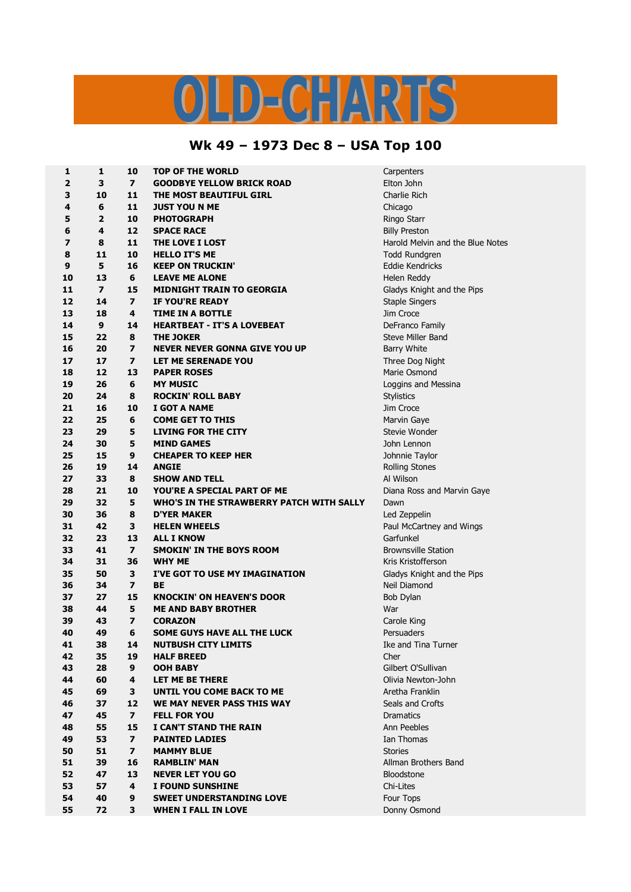# OLD-CHARTS

## Wk 49 – 1973 Dec 8 – USA Top 100

| | | | | |
|---|---|---|---|---|
| 1 | 1 | 10 | **TOP OF THE WORLD** | Carpenters |
| 2 | 3 | 7 | **GOODBYE YELLOW BRICK ROAD** | Elton John |
| 3 | 10 | 11 | **THE MOST BEAUTIFUL GIRL** | Charlie Rich |
| 4 | 6 | 11 | **JUST YOU N ME** | Chicago |
| 5 | 2 | 10 | **PHOTOGRAPH** | Ringo Starr |
| 6 | 4 | 12 | **SPACE RACE** | Billy Preston |
| 7 | 8 | 11 | **THE LOVE I LOST** | Harold Melvin and the Blue Notes |
| 8 | 11 | 10 | **HELLO IT'S ME** | Todd Rundgren |
| 9 | 5 | 16 | **KEEP ON TRUCKIN'** | Eddie Kendricks |
| 10 | 13 | 6 | **LEAVE ME ALONE** | Helen Reddy |
| 11 | 7 | 15 | **MIDNIGHT TRAIN TO GEORGIA** | Gladys Knight and the Pips |
| 12 | 14 | 7 | **IF YOU'RE READY** | Staple Singers |
| 13 | 18 | 4 | **TIME IN A BOTTLE** | Jim Croce |
| 14 | 9 | 14 | **HEARTBEAT - IT'S A LOVEBEAT** | DeFranco Family |
| 15 | 22 | 8 | **THE JOKER** | Steve Miller Band |
| 16 | 20 | 7 | **NEVER NEVER GONNA GIVE YOU UP** | Barry White |
| 17 | 17 | 7 | **LET ME SERENADE YOU** | Three Dog Night |
| 18 | 12 | 13 | **PAPER ROSES** | Marie Osmond |
| 19 | 26 | 6 | **MY MUSIC** | Loggins and Messina |
| 20 | 24 | 8 | **ROCKIN' ROLL BABY** | Stylistics |
| 21 | 16 | 10 | **I GOT A NAME** | Jim Croce |
| 22 | 25 | 6 | **COME GET TO THIS** | Marvin Gaye |
| 23 | 29 | 5 | **LIVING FOR THE CITY** | Stevie Wonder |
| 24 | 30 | 5 | **MIND GAMES** | John Lennon |
| 25 | 15 | 9 | **CHEAPER TO KEEP HER** | Johnnie Taylor |
| 26 | 19 | 14 | **ANGIE** | Rolling Stones |
| 27 | 33 | 8 | **SHOW AND TELL** | Al Wilson |
| 28 | 21 | 10 | **YOU'RE A SPECIAL PART OF ME** | Diana Ross and Marvin Gaye |
| 29 | 32 | 5 | **WHO'S IN THE STRAWBERRY PATCH WITH SALLY** | Dawn |
| 30 | 36 | 8 | **D'YER MAKER** | Led Zeppelin |
| 31 | 42 | 3 | **HELEN WHEELS** | Paul McCartney and Wings |
| 32 | 23 | 13 | **ALL I KNOW** | Garfunkel |
| 33 | 41 | 7 | **SMOKIN' IN THE BOYS ROOM** | Brownsville Station |
| 34 | 31 | 36 | **WHY ME** | Kris Kristofferson |
| 35 | 50 | 3 | **I'VE GOT TO USE MY IMAGINATION** | Gladys Knight and the Pips |
| 36 | 34 | 7 | **BE** | Neil Diamond |
| 37 | 27 | 15 | **KNOCKIN' ON HEAVEN'S DOOR** | Bob Dylan |
| 38 | 44 | 5 | **ME AND BABY BROTHER** | War |
| 39 | 43 | 7 | **CORAZON** | Carole King |
| 40 | 49 | 6 | **SOME GUYS HAVE ALL THE LUCK** | Persuaders |
| 41 | 38 | 14 | **NUTBUSH CITY LIMITS** | Ike and Tina Turner |
| 42 | 35 | 19 | **HALF BREED** | Cher |
| 43 | 28 | 9 | **OOH BABY** | Gilbert O'Sullivan |
| 44 | 60 | 4 | **LET ME BE THERE** | Olivia Newton-John |
| 45 | 69 | 3 | **UNTIL YOU COME BACK TO ME** | Aretha Franklin |
| 46 | 37 | 12 | **WE MAY NEVER PASS THIS WAY** | Seals and Crofts |
| 47 | 45 | 7 | **FELL FOR YOU** | Dramatics |
| 48 | 55 | 15 | **I CAN'T STAND THE RAIN** | Ann Peebles |
| 49 | 53 | 7 | **PAINTED LADIES** | Ian Thomas |
| 50 | 51 | 7 | **MAMMY BLUE** | Stories |
| 51 | 39 | 16 | **RAMBLIN' MAN** | Allman Brothers Band |
| 52 | 47 | 13 | **NEVER LET YOU GO** | Bloodstone |
| 53 | 57 | 4 | **I FOUND SUNSHINE** | Chi-Lites |
| 54 | 40 | 9 | **SWEET UNDERSTANDING LOVE** | Four Tops |
| 55 | 72 | 3 | **WHEN I FALL IN LOVE** | Donny Osmond |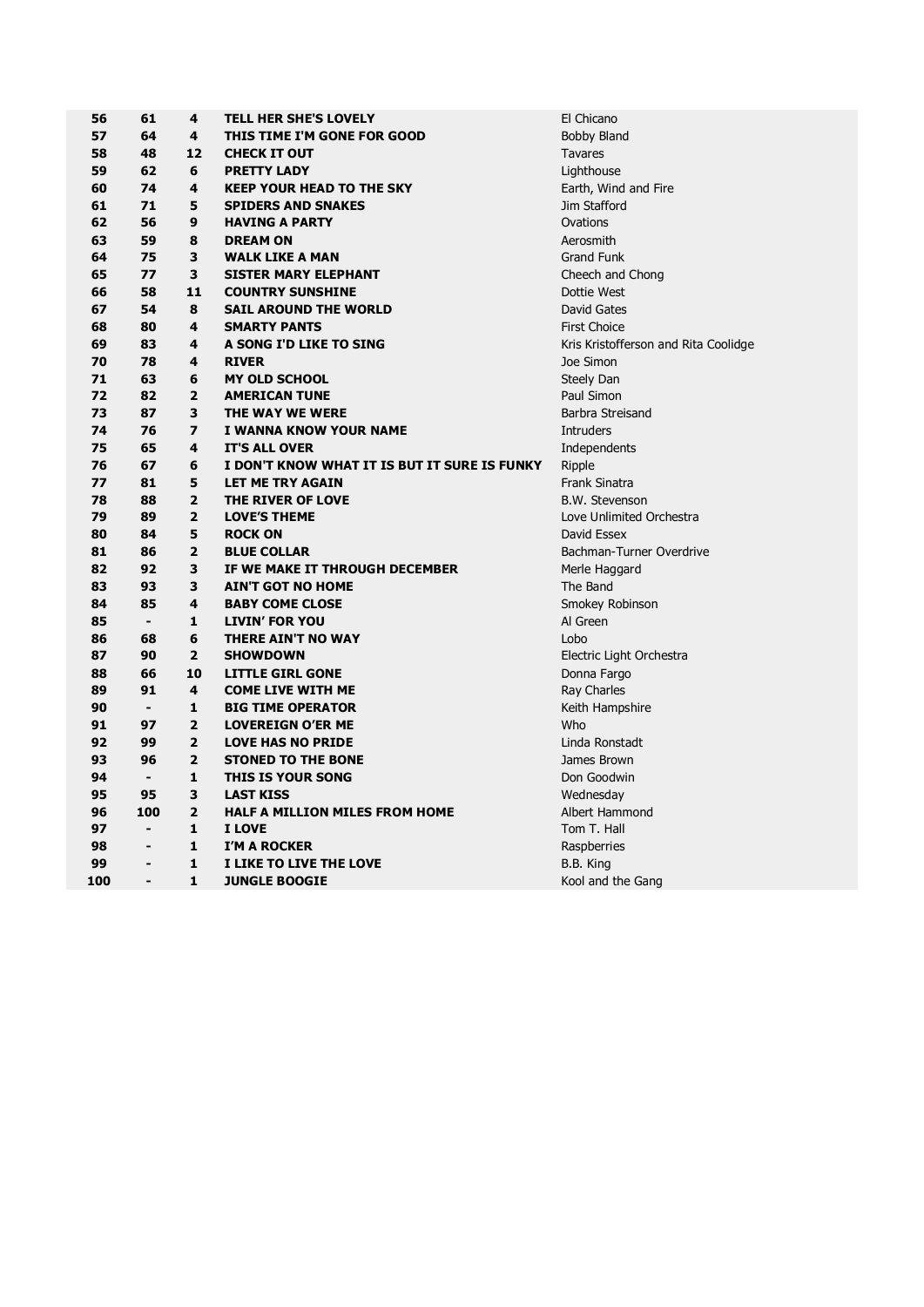| | | | | |
|---|---|---|---|---|
| **56** | **61** | **4** | **TELL HER SHE'S LOVELY** | El Chicano |
| **57** | **64** | **4** | **THIS TIME I'M GONE FOR GOOD** | Bobby Bland |
| **58** | **48** | **12** | **CHECK IT OUT** | Tavares |
| **59** | **62** | **6** | **PRETTY LADY** | Lighthouse |
| **60** | **74** | **4** | **KEEP YOUR HEAD TO THE SKY** | Earth, Wind and Fire |
| **61** | **71** | **5** | **SPIDERS AND SNAKES** | Jim Stafford |
| **62** | **56** | **9** | **HAVING A PARTY** | Ovations |
| **63** | **59** | **8** | **DREAM ON** | Aerosmith |
| **64** | **75** | **3** | **WALK LIKE A MAN** | Grand Funk |
| **65** | **77** | **3** | **SISTER MARY ELEPHANT** | Cheech and Chong |
| **66** | **58** | **11** | **COUNTRY SUNSHINE** | Dottie West |
| **67** | **54** | **8** | **SAIL AROUND THE WORLD** | David Gates |
| **68** | **80** | **4** | **SMARTY PANTS** | First Choice |
| **69** | **83** | **4** | **A SONG I'D LIKE TO SING** | Kris Kristofferson and Rita Coolidge |
| **70** | **78** | **4** | **RIVER** | Joe Simon |
| **71** | **63** | **6** | **MY OLD SCHOOL** | Steely Dan |
| **72** | **82** | **2** | **AMERICAN TUNE** | Paul Simon |
| **73** | **87** | **3** | **THE WAY WE WERE** | Barbra Streisand |
| **74** | **76** | **7** | **I WANNA KNOW YOUR NAME** | Intruders |
| **75** | **65** | **4** | **IT'S ALL OVER** | Independents |
| **76** | **67** | **6** | **I DON'T KNOW WHAT IT IS BUT IT SURE IS FUNKY** | Ripple |
| **77** | **81** | **5** | **LET ME TRY AGAIN** | Frank Sinatra |
| **78** | **88** | **2** | **THE RIVER OF LOVE** | B.W. Stevenson |
| **79** | **89** | **2** | **LOVE'S THEME** | Love Unlimited Orchestra |
| **80** | **84** | **5** | **ROCK ON** | David Essex |
| **81** | **86** | **2** | **BLUE COLLAR** | Bachman-Turner Overdrive |
| **82** | **92** | **3** | **IF WE MAKE IT THROUGH DECEMBER** | Merle Haggard |
| **83** | **93** | **3** | **AIN'T GOT NO HOME** | The Band |
| **84** | **85** | **4** | **BABY COME CLOSE** | Smokey Robinson |
| **85** | **-** | **1** | **LIVIN' FOR YOU** | Al Green |
| **86** | **68** | **6** | **THERE AIN'T NO WAY** | Lobo |
| **87** | **90** | **2** | **SHOWDOWN** | Electric Light Orchestra |
| **88** | **66** | **10** | **LITTLE GIRL GONE** | Donna Fargo |
| **89** | **91** | **4** | **COME LIVE WITH ME** | Ray Charles |
| **90** | **-** | **1** | **BIG TIME OPERATOR** | Keith Hampshire |
| **91** | **97** | **2** | **LOVEREIGN O'ER ME** | Who |
| **92** | **99** | **2** | **LOVE HAS NO PRIDE** | Linda Ronstadt |
| **93** | **96** | **2** | **STONED TO THE BONE** | James Brown |
| **94** | **-** | **1** | **THIS IS YOUR SONG** | Don Goodwin |
| **95** | **95** | **3** | **LAST KISS** | Wednesday |
| **96** | **100** | **2** | **HALF A MILLION MILES FROM HOME** | Albert Hammond |
| **97** | **-** | **1** | **I LOVE** | Tom T. Hall |
| **98** | **-** | **1** | **I'M A ROCKER** | Raspberries |
| **99** | **-** | **1** | **I LIKE TO LIVE THE LOVE** | B.B. King |
| **100** | **-** | **1** | **JUNGLE BOOGIE** | Kool and the Gang |